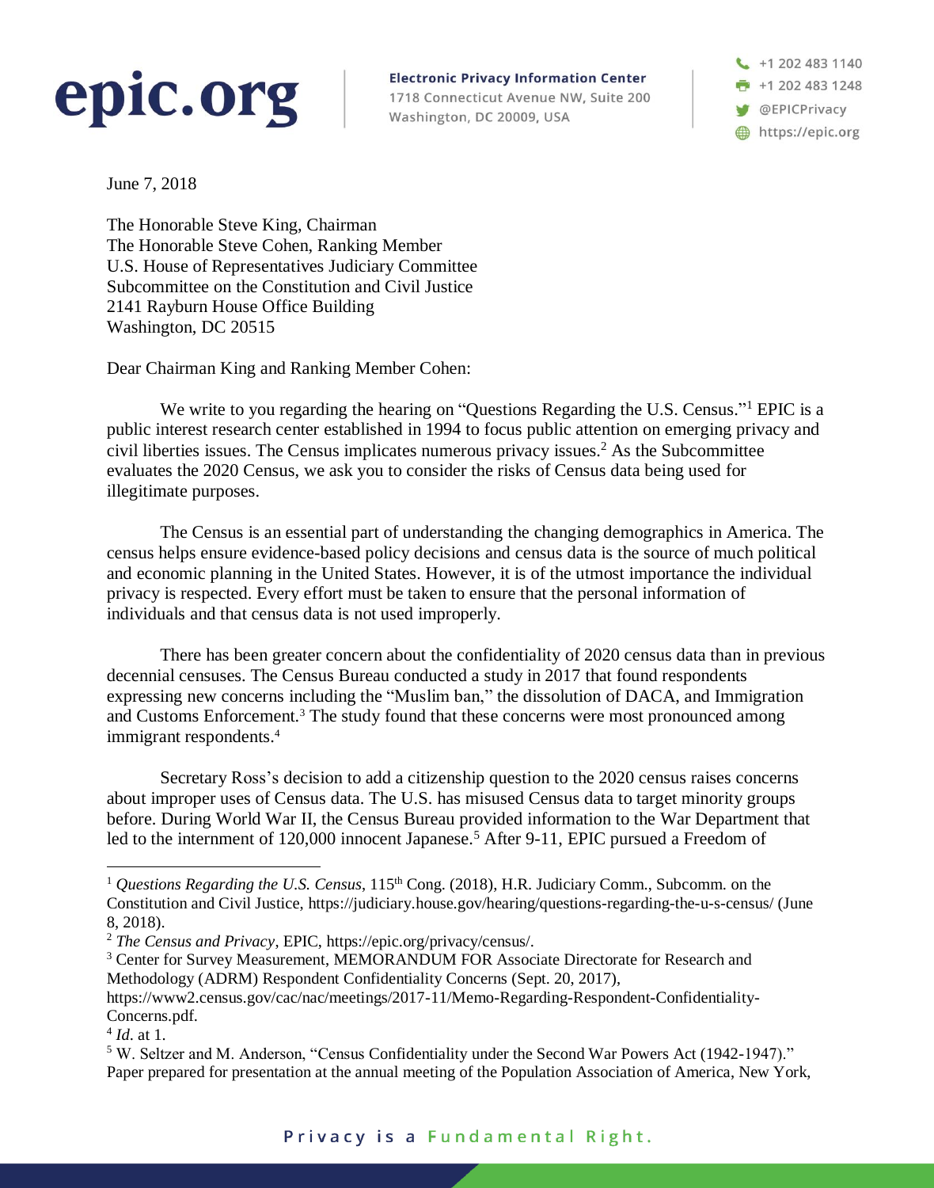**epic.org**

**Electronic Privacy Information Center**
1718 Connecticut Avenue NW, Suite 200
Washington, DC 20009, USA

+1 202 483 1140
+1 202 483 1248
@EPICPrivacy
https://epic.org

June 7, 2018

The Honorable Steve King, Chairman
The Honorable Steve Cohen, Ranking Member
U.S. House of Representatives Judiciary Committee
Subcommittee on the Constitution and Civil Justice
2141 Rayburn House Office Building
Washington, DC 20515

Dear Chairman King and Ranking Member Cohen:

We write to you regarding the hearing on "Questions Regarding the U.S. Census."[1] EPIC is a public interest research center established in 1994 to focus public attention on emerging privacy and civil liberties issues. The Census implicates numerous privacy issues.[2] As the Subcommittee evaluates the 2020 Census, we ask you to consider the risks of Census data being used for illegitimate purposes.

The Census is an essential part of understanding the changing demographics in America. The census helps ensure evidence-based policy decisions and census data is the source of much political and economic planning in the United States. However, it is of the utmost importance the individual privacy is respected. Every effort must be taken to ensure that the personal information of individuals and that census data is not used improperly.

There has been greater concern about the confidentiality of 2020 census data than in previous decennial censuses. The Census Bureau conducted a study in 2017 that found respondents expressing new concerns including the "Muslim ban," the dissolution of DACA, and Immigration and Customs Enforcement.[3] The study found that these concerns were most pronounced among immigrant respondents.[4]

Secretary Ross's decision to add a citizenship question to the 2020 census raises concerns about improper uses of Census data. The U.S. has misused Census data to target minority groups before. During World War II, the Census Bureau provided information to the War Department that led to the internment of 120,000 innocent Japanese.[5] After 9-11, EPIC pursued a Freedom of

---

[1] *Questions Regarding the U.S. Census*, 115th Cong. (2018), H.R. Judiciary Comm., Subcomm. on the Constitution and Civil Justice, https://judiciary.house.gov/hearing/questions-regarding-the-u-s-census/ (June 8, 2018).

[2] *The Census and Privacy*, EPIC, https://epic.org/privacy/census/.

[3] Center for Survey Measurement, MEMORANDUM FOR Associate Directorate for Research and Methodology (ADRM) Respondent Confidentiality Concerns (Sept. 20, 2017), https://www2.census.gov/cac/nac/meetings/2017-11/Memo-Regarding-Respondent-Confidentiality-Concerns.pdf.

[4] *Id*. at 1.

[5] W. Seltzer and M. Anderson, "Census Confidentiality under the Second War Powers Act (1942-1947)." Paper prepared for presentation at the annual meeting of the Population Association of America, New York,

Privacy is a Fundamental Right.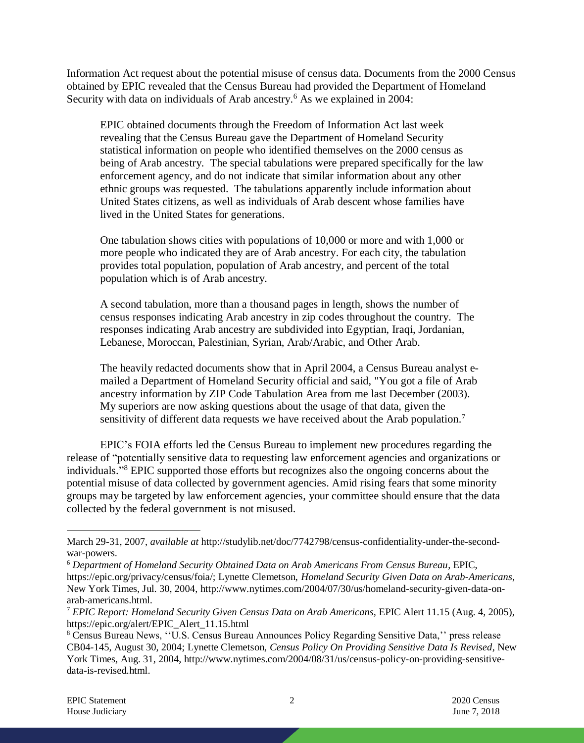Information Act request about the potential misuse of census data. Documents from the 2000 Census obtained by EPIC revealed that the Census Bureau had provided the Department of Homeland Security with data on individuals of Arab ancestry.[6] As we explained in 2004:

> EPIC obtained documents through the Freedom of Information Act last week revealing that the Census Bureau gave the Department of Homeland Security statistical information on people who identified themselves on the 2000 census as being of Arab ancestry. The special tabulations were prepared specifically for the law enforcement agency, and do not indicate that similar information about any other ethnic groups was requested. The tabulations apparently include information about United States citizens, as well as individuals of Arab descent whose families have lived in the United States for generations.
>
> One tabulation shows cities with populations of 10,000 or more and with 1,000 or more people who indicated they are of Arab ancestry. For each city, the tabulation provides total population, population of Arab ancestry, and percent of the total population which is of Arab ancestry.
>
> A second tabulation, more than a thousand pages in length, shows the number of census responses indicating Arab ancestry in zip codes throughout the country. The responses indicating Arab ancestry are subdivided into Egyptian, Iraqi, Jordanian, Lebanese, Moroccan, Palestinian, Syrian, Arab/Arabic, and Other Arab.
>
> The heavily redacted documents show that in April 2004, a Census Bureau analyst e-mailed a Department of Homeland Security official and said, "You got a file of Arab ancestry information by ZIP Code Tabulation Area from me last December (2003). My superiors are now asking questions about the usage of that data, given the sensitivity of different data requests we have received about the Arab population.[7]

EPIC's FOIA efforts led the Census Bureau to implement new procedures regarding the release of "potentially sensitive data to requesting law enforcement agencies and organizations or individuals."[8] EPIC supported those efforts but recognizes also the ongoing concerns about the potential misuse of data collected by government agencies. Amid rising fears that some minority groups may be targeted by law enforcement agencies, your committee should ensure that the data collected by the federal government is not misused.

---

March 29-31, 2007, *available at* http://studylib.net/doc/7742798/census-confidentiality-under-the-second-war-powers.

[6] *Department of Homeland Security Obtained Data on Arab Americans From Census Bureau*, EPIC, https://epic.org/privacy/census/foia/; Lynette Clemetson, *Homeland Security Given Data on Arab-Americans*, New York Times, Jul. 30, 2004, http://www.nytimes.com/2004/07/30/us/homeland-security-given-data-on-arab-americans.html.

[7] *EPIC Report: Homeland Security Given Census Data on Arab Americans*, EPIC Alert 11.15 (Aug. 4, 2005), https://epic.org/alert/EPIC_Alert_11.15.html

[8] Census Bureau News, ''U.S. Census Bureau Announces Policy Regarding Sensitive Data,'' press release CB04-145, August 30, 2004; Lynette Clemetson, *Census Policy On Providing Sensitive Data Is Revised*, New York Times, Aug. 31, 2004, http://www.nytimes.com/2004/08/31/us/census-policy-on-providing-sensitive-data-is-revised.html.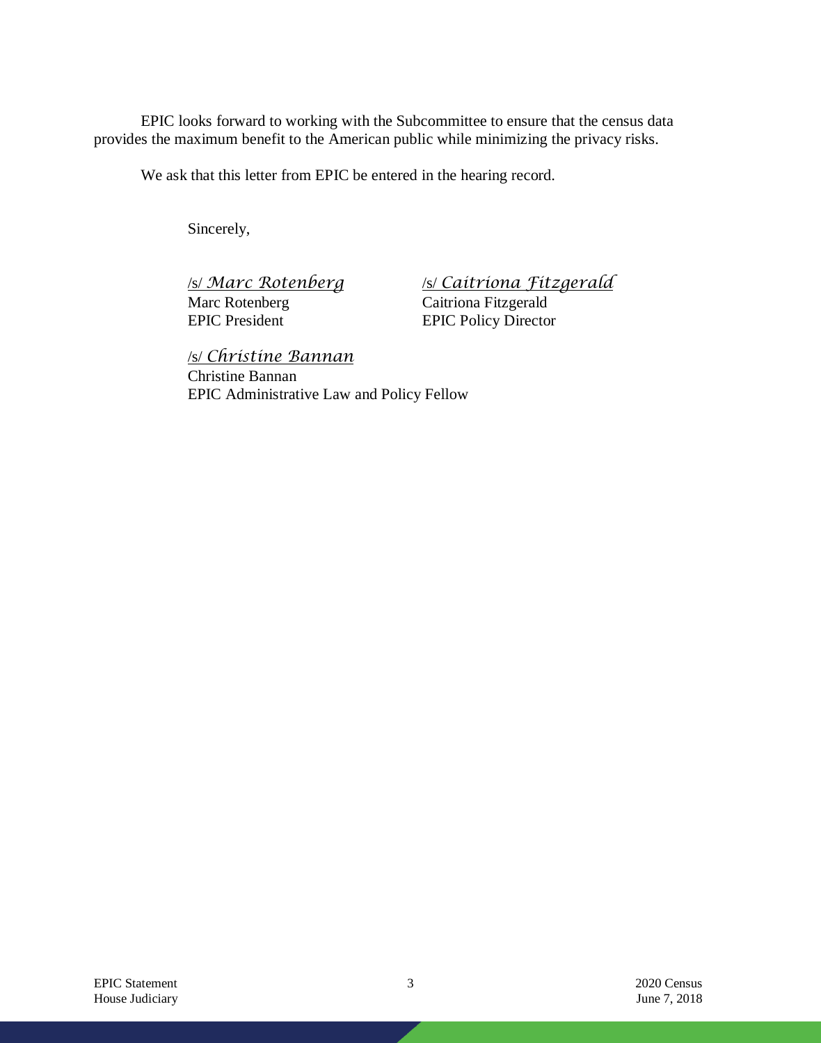EPIC looks forward to working with the Subcommittee to ensure that the census data provides the maximum benefit to the American public while minimizing the privacy risks.

We ask that this letter from EPIC be entered in the hearing record.

Sincerely,

/s/ *Marc Rotenberg*  
Marc Rotenberg  
EPIC President

/s/ *Caitriona Fitzgerald*  
Caitriona Fitzgerald  
EPIC Policy Director

/s/ *Christine Bannan*  
Christine Bannan  
EPIC Administrative Law and Policy Fellow